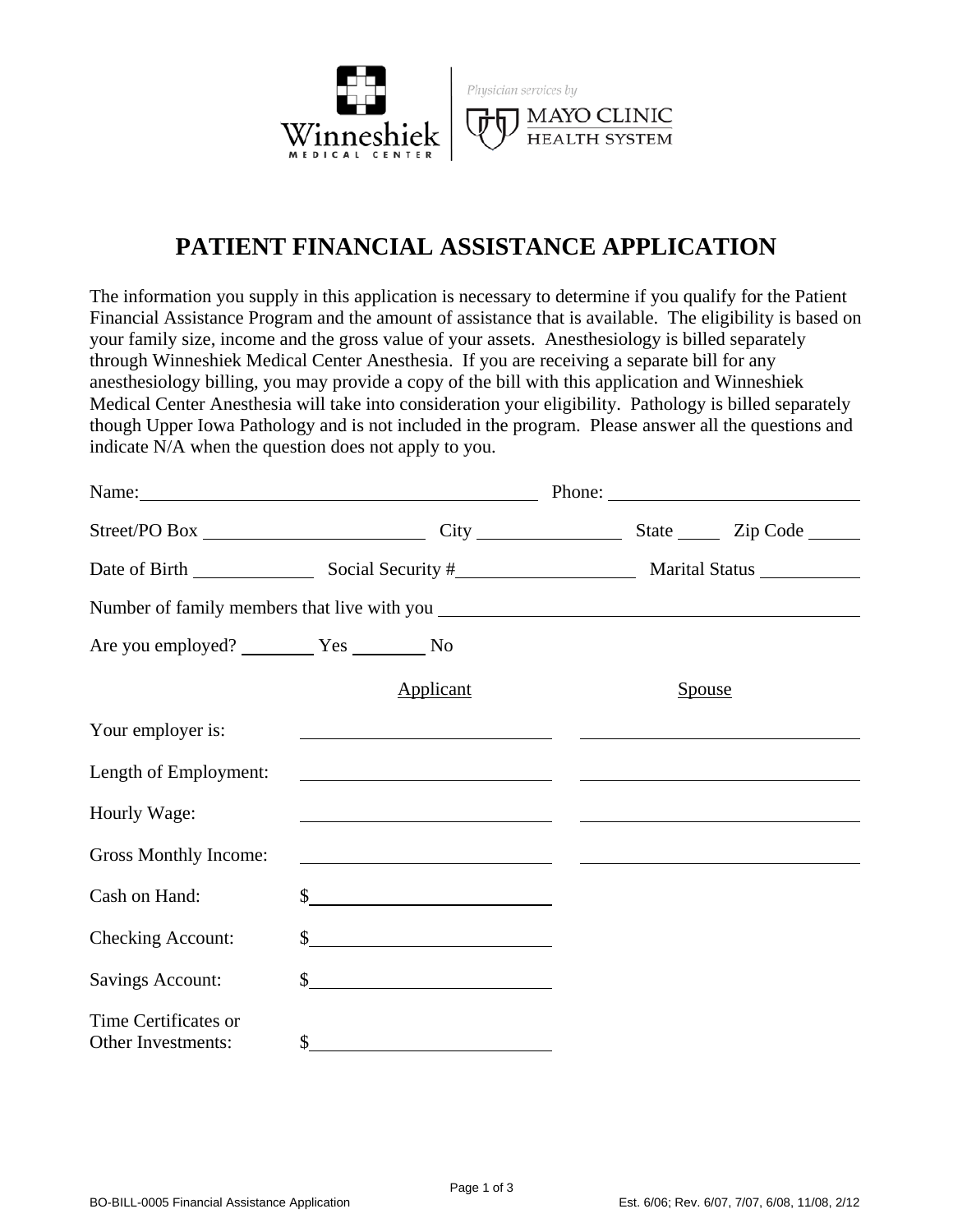Winneshiek MEDICAL CENTER | Physician services by MAYO CLINIC HEALTH SYSTEM

# PATIENT FINANCIAL ASSISTANCE APPLICATION

The information you supply in this application is necessary to determine if you qualify for the Patient Financial Assistance Program and the amount of assistance that is available. The eligibility is based on your family size, income and the gross value of your assets. Anesthesiology is billed separately through Winneshiek Medical Center Anesthesia. If you are receiving a separate bill for any anesthesiology billing, you may provide a copy of the bill with this application and Winneshiek Medical Center Anesthesia will take into consideration your eligibility. Pathology is billed separately though Upper Iowa Pathology and is not included in the program. Please answer all the questions and indicate N/A when the question does not apply to you.

Name: ______________________________ Phone: ____________________

Street/PO Box ____________________ City ______________ State _____ Zip Code _____

Date of Birth ___________ Social Security # ________________ Marital Status __________

Number of family members that live with you ______________________________

Are you employed? ________ Yes ________ No

| | Applicant | Spouse |
|---|---|---|
| Your employer is: | | |
| Length of Employment: | | |
| Hourly Wage: | | |
| Gross Monthly Income: | | |
| Cash on Hand: | $ | |
| Checking Account: | $ | |
| Savings Account: | $ | |
| Time Certificates or Other Investments: | $ | |

BO-BILL-0005 Financial Assistance Application — Est. 6/06; Rev. 6/07, 7/07, 6/08, 11/08, 2/12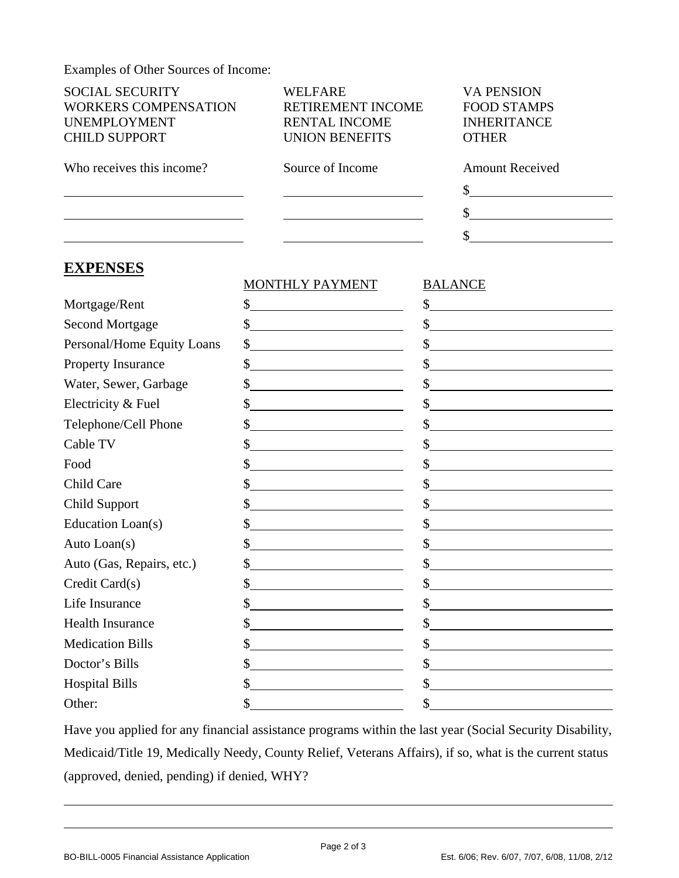Examples of Other Sources of Income:

| | | |
|---|---|---|
| SOCIAL SECURITY | WELFARE | VA PENSION |
| WORKERS COMPENSATION | RETIREMENT INCOME | FOOD STAMPS |
| UNEMPLOYMENT | RENTAL INCOME | INHERITANCE |
| CHILD SUPPORT | UNION BENEFITS | OTHER |

| Who receives this income? | Source of Income | Amount Received |
|---|---|---|
| | | $ |
| | | $ |
| | | $ |

## EXPENSES

| | MONTHLY PAYMENT | BALANCE |
|---|---|---|
| Mortgage/Rent | $ | $ |
| Second Mortgage | $ | $ |
| Personal/Home Equity Loans | $ | $ |
| Property Insurance | $ | $ |
| Water, Sewer, Garbage | $ | $ |
| Electricity & Fuel | $ | $ |
| Telephone/Cell Phone | $ | $ |
| Cable TV | $ | $ |
| Food | $ | $ |
| Child Care | $ | $ |
| Child Support | $ | $ |
| Education Loan(s) | $ | $ |
| Auto Loan(s) | $ | $ |
| Auto (Gas, Repairs, etc.) | $ | $ |
| Credit Card(s) | $ | $ |
| Life Insurance | $ | $ |
| Health Insurance | $ | $ |
| Medication Bills | $ | $ |
| Doctor's Bills | $ | $ |
| Hospital Bills | $ | $ |
| Other: | $ | $ |

Have you applied for any financial assistance programs within the last year (Social Security Disability, Medicaid/Title 19, Medically Needy, County Relief, Veterans Affairs), if so, what is the current status (approved, denied, pending) if denied, WHY?

\_\_\_\_\_\_\_\_\_\_\_\_\_\_\_\_\_\_\_\_\_\_\_\_\_\_\_\_\_\_\_\_\_\_\_\_\_\_\_\_\_\_\_\_\_\_\_\_\_\_\_\_\_\_\_\_\_\_\_\_\_\_\_\_\_\_\_\_\_\_\_\_

\_\_\_\_\_\_\_\_\_\_\_\_\_\_\_\_\_\_\_\_\_\_\_\_\_\_\_\_\_\_\_\_\_\_\_\_\_\_\_\_\_\_\_\_\_\_\_\_\_\_\_\_\_\_\_\_\_\_\_\_\_\_\_\_\_\_\_\_\_\_\_\_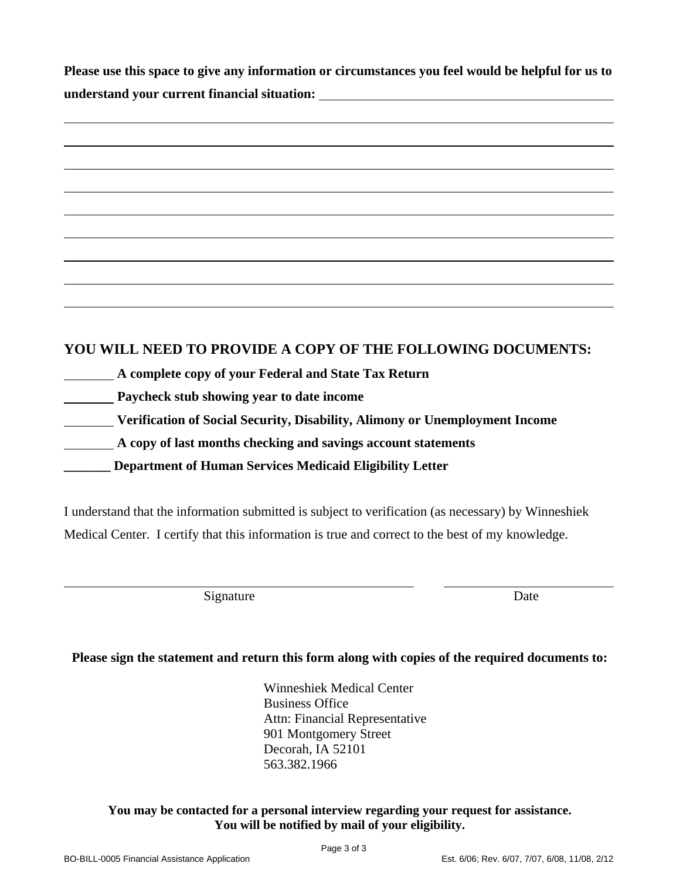**Please use this space to give any information or circumstances you feel would be helpful for us to understand your current financial situation:** \_\_\_\_\_\_\_\_\_\_\_\_\_\_\_\_\_\_\_\_\_\_\_\_\_\_\_\_\_\_\_\_\_\_\_\_\_\_\_\_\_\_\_\_

\_\_\_\_\_\_\_\_\_\_\_\_\_\_\_\_\_\_\_\_\_\_\_\_\_\_\_\_\_\_\_\_\_\_\_\_\_\_\_\_\_\_\_\_\_\_\_\_\_\_\_\_\_\_\_\_\_\_\_\_\_\_\_\_\_\_\_\_\_\_\_\_\_\_\_\_\_\_\_\_\_\_\_\_\_\_\_\_\_\_

\_\_\_\_\_\_\_\_\_\_\_\_\_\_\_\_\_\_\_\_\_\_\_\_\_\_\_\_\_\_\_\_\_\_\_\_\_\_\_\_\_\_\_\_\_\_\_\_\_\_\_\_\_\_\_\_\_\_\_\_\_\_\_\_\_\_\_\_\_\_\_\_\_\_\_\_\_\_\_\_\_\_\_\_\_\_\_\_\_\_

\_\_\_\_\_\_\_\_\_\_\_\_\_\_\_\_\_\_\_\_\_\_\_\_\_\_\_\_\_\_\_\_\_\_\_\_\_\_\_\_\_\_\_\_\_\_\_\_\_\_\_\_\_\_\_\_\_\_\_\_\_\_\_\_\_\_\_\_\_\_\_\_\_\_\_\_\_\_\_\_\_\_\_\_\_\_\_\_\_\_

\_\_\_\_\_\_\_\_\_\_\_\_\_\_\_\_\_\_\_\_\_\_\_\_\_\_\_\_\_\_\_\_\_\_\_\_\_\_\_\_\_\_\_\_\_\_\_\_\_\_\_\_\_\_\_\_\_\_\_\_\_\_\_\_\_\_\_\_\_\_\_\_\_\_\_\_\_\_\_\_\_\_\_\_\_\_\_\_\_\_

\_\_\_\_\_\_\_\_\_\_\_\_\_\_\_\_\_\_\_\_\_\_\_\_\_\_\_\_\_\_\_\_\_\_\_\_\_\_\_\_\_\_\_\_\_\_\_\_\_\_\_\_\_\_\_\_\_\_\_\_\_\_\_\_\_\_\_\_\_\_\_\_\_\_\_\_\_\_\_\_\_\_\_\_\_\_\_\_\_\_

\_\_\_\_\_\_\_\_\_\_\_\_\_\_\_\_\_\_\_\_\_\_\_\_\_\_\_\_\_\_\_\_\_\_\_\_\_\_\_\_\_\_\_\_\_\_\_\_\_\_\_\_\_\_\_\_\_\_\_\_\_\_\_\_\_\_\_\_\_\_\_\_\_\_\_\_\_\_\_\_\_\_\_\_\_\_\_\_\_\_

\_\_\_\_\_\_\_\_\_\_\_\_\_\_\_\_\_\_\_\_\_\_\_\_\_\_\_\_\_\_\_\_\_\_\_\_\_\_\_\_\_\_\_\_\_\_\_\_\_\_\_\_\_\_\_\_\_\_\_\_\_\_\_\_\_\_\_\_\_\_\_\_\_\_\_\_\_\_\_\_\_\_\_\_\_\_\_\_\_\_

\_\_\_\_\_\_\_\_\_\_\_\_\_\_\_\_\_\_\_\_\_\_\_\_\_\_\_\_\_\_\_\_\_\_\_\_\_\_\_\_\_\_\_\_\_\_\_\_\_\_\_\_\_\_\_\_\_\_\_\_\_\_\_\_\_\_\_\_\_\_\_\_\_\_\_\_\_\_\_\_\_\_\_\_\_\_\_\_\_\_

\_\_\_\_\_\_\_\_\_\_\_\_\_\_\_\_\_\_\_\_\_\_\_\_\_\_\_\_\_\_\_\_\_\_\_\_\_\_\_\_\_\_\_\_\_\_\_\_\_\_\_\_\_\_\_\_\_\_\_\_\_\_\_\_\_\_\_\_\_\_\_\_\_\_\_\_\_\_\_\_\_\_\_\_\_\_\_\_\_\_

## YOU WILL NEED TO PROVIDE A COPY OF THE FOLLOWING DOCUMENTS:

**\_\_\_\_\_\_\_ A complete copy of your Federal and State Tax Return**

**\_\_\_\_\_\_\_ Paycheck stub showing year to date income**

**\_\_\_\_\_\_\_ Verification of Social Security, Disability, Alimony or Unemployment Income**

**\_\_\_\_\_\_\_ A copy of last months checking and savings account statements**

**\_\_\_\_\_\_\_ Department of Human Services Medicaid Eligibility Letter**

I understand that the information submitted is subject to verification (as necessary) by Winneshiek Medical Center. I certify that this information is true and correct to the best of my knowledge.

\_\_\_\_\_\_\_\_\_\_\_\_\_\_\_\_\_\_\_\_\_\_\_\_\_\_\_\_\_\_\_\_\_\_\_\_\_\_\_\_ \_\_\_\_\_\_\_\_\_\_\_\_\_\_\_\_\_\_\_\_

Signature Date

**Please sign the statement and return this form along with copies of the required documents to:**

Winneshiek Medical Center
Business Office
Attn: Financial Representative
901 Montgomery Street
Decorah, IA 52101
563.382.1966

**You may be contacted for a personal interview regarding your request for assistance.**
**You will be notified by mail of your eligibility.**

BO-BILL-0005 Financial Assistance Application Est. 6/06; Rev. 6/07, 7/07, 6/08, 11/08, 2/12